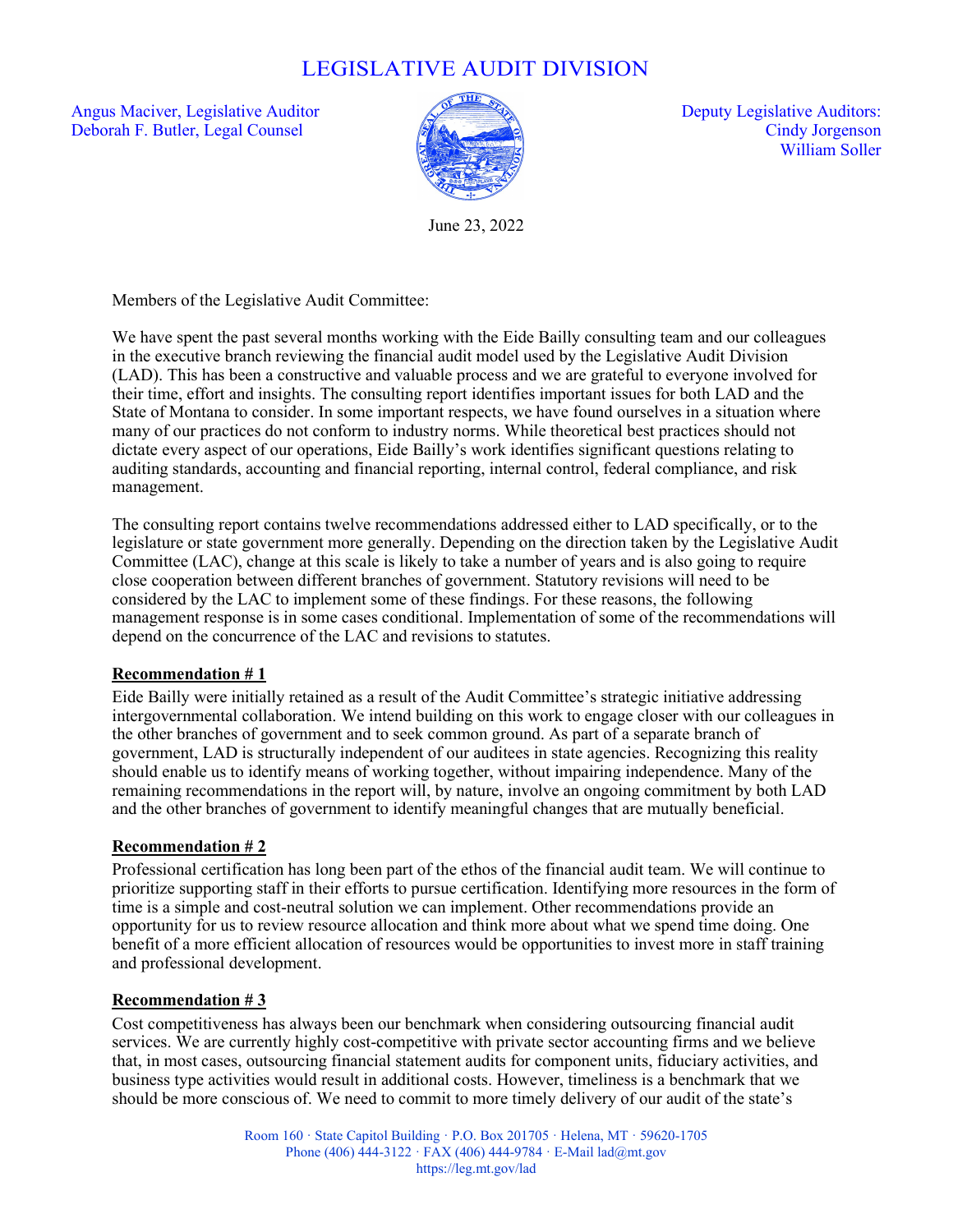# LEGISLATIVE AUDIT DIVISION

Angus Maciver, Legislative Auditor
Deborah F. Butler, Legal Counsel

Deputy Legislative Auditors:
Cindy Jorgenson
William Soller

June 23, 2022

Members of the Legislative Audit Committee:

We have spent the past several months working with the Eide Bailly consulting team and our colleagues in the executive branch reviewing the financial audit model used by the Legislative Audit Division (LAD). This has been a constructive and valuable process and we are grateful to everyone involved for their time, effort and insights. The consulting report identifies important issues for both LAD and the State of Montana to consider. In some important respects, we have found ourselves in a situation where many of our practices do not conform to industry norms. While theoretical best practices should not dictate every aspect of our operations, Eide Bailly's work identifies significant questions relating to auditing standards, accounting and financial reporting, internal control, federal compliance, and risk management.

The consulting report contains twelve recommendations addressed either to LAD specifically, or to the legislature or state government more generally. Depending on the direction taken by the Legislative Audit Committee (LAC), change at this scale is likely to take a number of years and is also going to require close cooperation between different branches of government. Statutory revisions will need to be considered by the LAC to implement some of these findings. For these reasons, the following management response is in some cases conditional. Implementation of some of the recommendations will depend on the concurrence of the LAC and revisions to statutes.

**Recommendation # 1**

Eide Bailly were initially retained as a result of the Audit Committee's strategic initiative addressing intergovernmental collaboration. We intend building on this work to engage closer with our colleagues in the other branches of government and to seek common ground. As part of a separate branch of government, LAD is structurally independent of our auditees in state agencies. Recognizing this reality should enable us to identify means of working together, without impairing independence. Many of the remaining recommendations in the report will, by nature, involve an ongoing commitment by both LAD and the other branches of government to identify meaningful changes that are mutually beneficial.

**Recommendation # 2**

Professional certification has long been part of the ethos of the financial audit team. We will continue to prioritize supporting staff in their efforts to pursue certification. Identifying more resources in the form of time is a simple and cost-neutral solution we can implement. Other recommendations provide an opportunity for us to review resource allocation and think more about what we spend time doing. One benefit of a more efficient allocation of resources would be opportunities to invest more in staff training and professional development.

**Recommendation # 3**

Cost competitiveness has always been our benchmark when considering outsourcing financial audit services. We are currently highly cost-competitive with private sector accounting firms and we believe that, in most cases, outsourcing financial statement audits for component units, fiduciary activities, and business type activities would result in additional costs. However, timeliness is a benchmark that we should be more conscious of. We need to commit to more timely delivery of our audit of the state's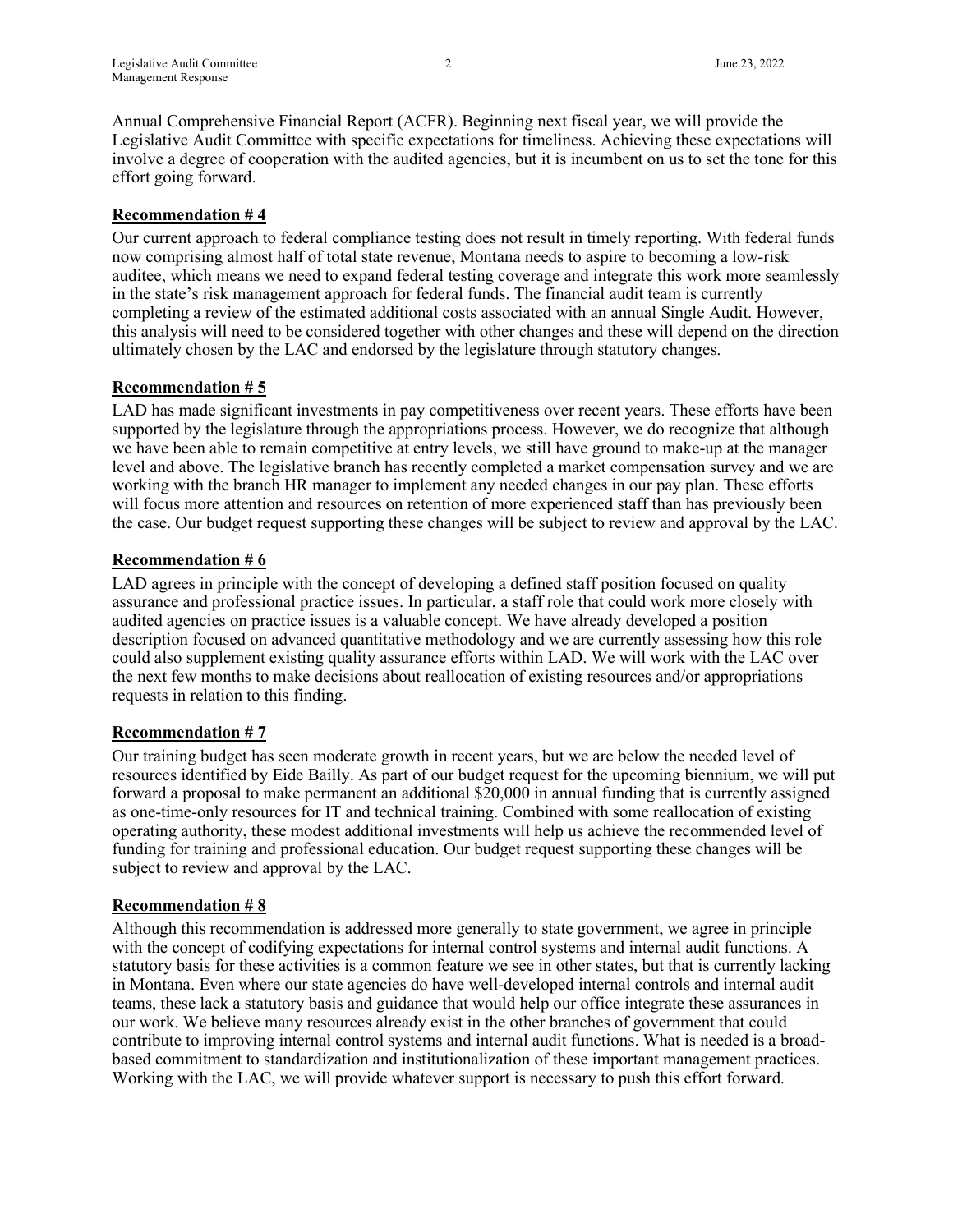Annual Comprehensive Financial Report (ACFR). Beginning next fiscal year, we will provide the Legislative Audit Committee with specific expectations for timeliness. Achieving these expectations will involve a degree of cooperation with the audited agencies, but it is incumbent on us to set the tone for this effort going forward.

**Recommendation # 4**

Our current approach to federal compliance testing does not result in timely reporting. With federal funds now comprising almost half of total state revenue, Montana needs to aspire to becoming a low-risk auditee, which means we need to expand federal testing coverage and integrate this work more seamlessly in the state's risk management approach for federal funds. The financial audit team is currently completing a review of the estimated additional costs associated with an annual Single Audit. However, this analysis will need to be considered together with other changes and these will depend on the direction ultimately chosen by the LAC and endorsed by the legislature through statutory changes.

**Recommendation # 5**

LAD has made significant investments in pay competitiveness over recent years. These efforts have been supported by the legislature through the appropriations process. However, we do recognize that although we have been able to remain competitive at entry levels, we still have ground to make-up at the manager level and above. The legislative branch has recently completed a market compensation survey and we are working with the branch HR manager to implement any needed changes in our pay plan. These efforts will focus more attention and resources on retention of more experienced staff than has previously been the case. Our budget request supporting these changes will be subject to review and approval by the LAC.

**Recommendation # 6**

LAD agrees in principle with the concept of developing a defined staff position focused on quality assurance and professional practice issues. In particular, a staff role that could work more closely with audited agencies on practice issues is a valuable concept. We have already developed a position description focused on advanced quantitative methodology and we are currently assessing how this role could also supplement existing quality assurance efforts within LAD. We will work with the LAC over the next few months to make decisions about reallocation of existing resources and/or appropriations requests in relation to this finding.

**Recommendation # 7**

Our training budget has seen moderate growth in recent years, but we are below the needed level of resources identified by Eide Bailly. As part of our budget request for the upcoming biennium, we will put forward a proposal to make permanent an additional $20,000 in annual funding that is currently assigned as one-time-only resources for IT and technical training. Combined with some reallocation of existing operating authority, these modest additional investments will help us achieve the recommended level of funding for training and professional education. Our budget request supporting these changes will be subject to review and approval by the LAC.

**Recommendation # 8**

Although this recommendation is addressed more generally to state government, we agree in principle with the concept of codifying expectations for internal control systems and internal audit functions. A statutory basis for these activities is a common feature we see in other states, but that is currently lacking in Montana. Even where our state agencies do have well-developed internal controls and internal audit teams, these lack a statutory basis and guidance that would help our office integrate these assurances in our work. We believe many resources already exist in the other branches of government that could contribute to improving internal control systems and internal audit functions. What is needed is a broad-based commitment to standardization and institutionalization of these important management practices. Working with the LAC, we will provide whatever support is necessary to push this effort forward.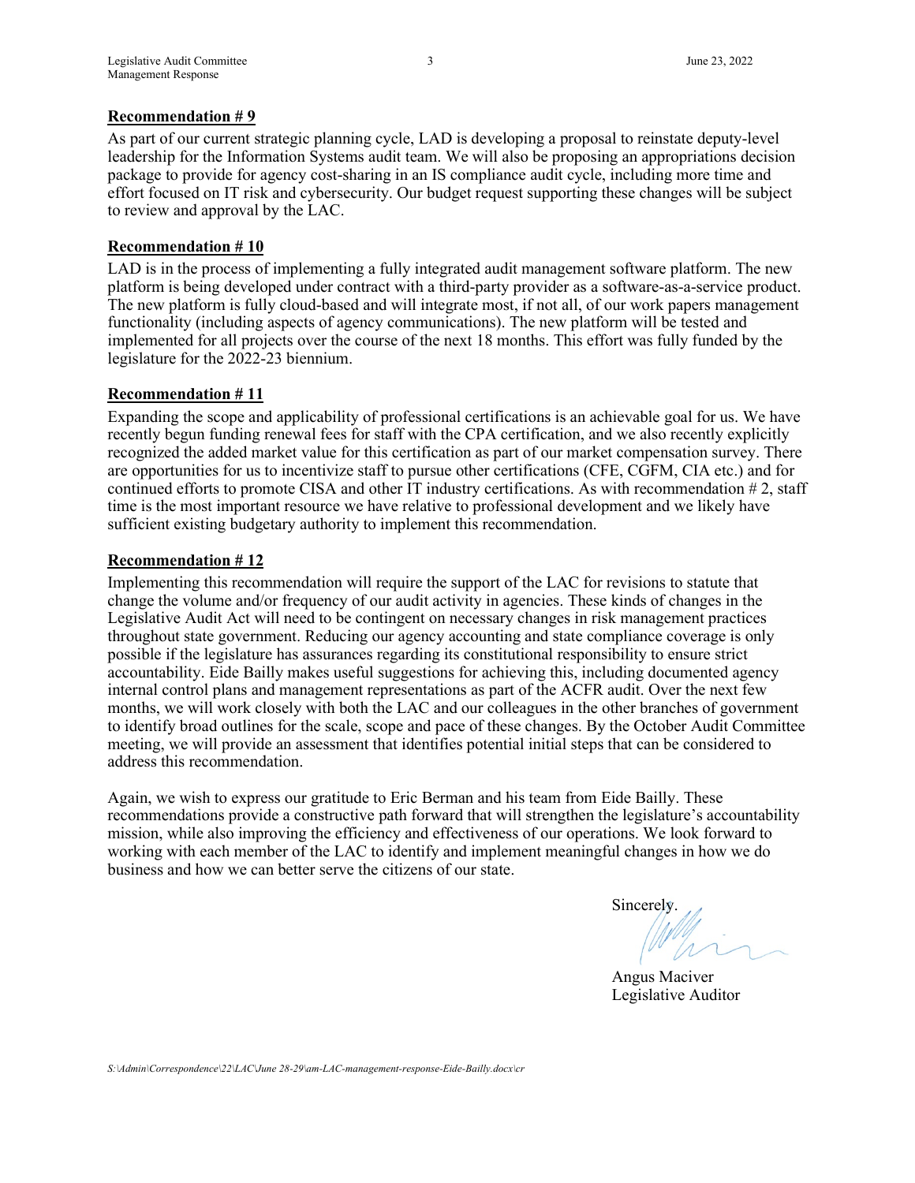**Recommendation # 9**

As part of our current strategic planning cycle, LAD is developing a proposal to reinstate deputy-level leadership for the Information Systems audit team. We will also be proposing an appropriations decision package to provide for agency cost-sharing in an IS compliance audit cycle, including more time and effort focused on IT risk and cybersecurity. Our budget request supporting these changes will be subject to review and approval by the LAC.

**Recommendation # 10**

LAD is in the process of implementing a fully integrated audit management software platform. The new platform is being developed under contract with a third-party provider as a software-as-a-service product. The new platform is fully cloud-based and will integrate most, if not all, of our work papers management functionality (including aspects of agency communications). The new platform will be tested and implemented for all projects over the course of the next 18 months. This effort was fully funded by the legislature for the 2022-23 biennium.

**Recommendation # 11**

Expanding the scope and applicability of professional certifications is an achievable goal for us. We have recently begun funding renewal fees for staff with the CPA certification, and we also recently explicitly recognized the added market value for this certification as part of our market compensation survey. There are opportunities for us to incentivize staff to pursue other certifications (CFE, CGFM, CIA etc.) and for continued efforts to promote CISA and other IT industry certifications. As with recommendation # 2, staff time is the most important resource we have relative to professional development and we likely have sufficient existing budgetary authority to implement this recommendation.

**Recommendation # 12**

Implementing this recommendation will require the support of the LAC for revisions to statute that change the volume and/or frequency of our audit activity in agencies. These kinds of changes in the Legislative Audit Act will need to be contingent on necessary changes in risk management practices throughout state government. Reducing our agency accounting and state compliance coverage is only possible if the legislature has assurances regarding its constitutional responsibility to ensure strict accountability. Eide Bailly makes useful suggestions for achieving this, including documented agency internal control plans and management representations as part of the ACFR audit. Over the next few months, we will work closely with both the LAC and our colleagues in the other branches of government to identify broad outlines for the scale, scope and pace of these changes. By the October Audit Committee meeting, we will provide an assessment that identifies potential initial steps that can be considered to address this recommendation.

Again, we wish to express our gratitude to Eric Berman and his team from Eide Bailly. These recommendations provide a constructive path forward that will strengthen the legislature's accountability mission, while also improving the efficiency and effectiveness of our operations. We look forward to working with each member of the LAC to identify and implement meaningful changes in how we do business and how we can better serve the citizens of our state.

Sincerely,

Angus Maciver
Legislative Auditor

*S:\Admin\Correspondence\22\LAC\June 28-29\am-LAC-management-response-Eide-Bailly.docx\cr*